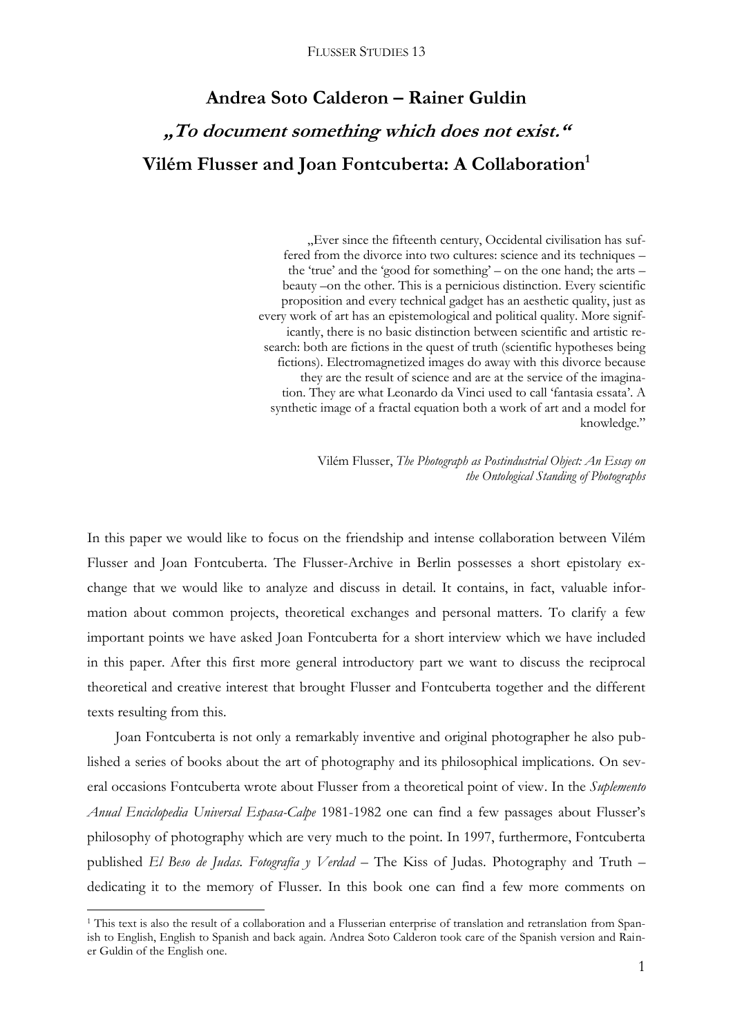# Andrea Soto Calderon – Rainer Guldin

## *„To document something which does not exist.“*

## Vilém Flusser and Joan Fontcuberta: A Collaboration[1]

> „Ever since the fifteenth century, Occidental civilisation has suffered from the divorce into two cultures: science and its techniques – the 'true' and the 'good for something' – on the one hand; the arts – beauty –on the other. This is a pernicious distinction. Every scientific proposition and every technical gadget has an aesthetic quality, just as every work of art has an epistemological and political quality. More significantly, there is no basic distinction between scientific and artistic research: both are fictions in the quest of truth (scientific hypotheses being fictions). Electromagnetized images do away with this divorce because they are the result of science and are at the service of the imagination. They are what Leonardo da Vinci used to call 'fantasia essata'. A synthetic image of a fractal equation both a work of art and a model for knowledge."
>
> Vilém Flusser, *The Photograph as Postindustrial Object: An Essay on the Ontological Standing of Photographs*

In this paper we would like to focus on the friendship and intense collaboration between Vilém Flusser and Joan Fontcuberta. The Flusser-Archive in Berlin possesses a short epistolary exchange that we would like to analyze and discuss in detail. It contains, in fact, valuable information about common projects, theoretical exchanges and personal matters. To clarify a few important points we have asked Joan Fontcuberta for a short interview which we have included in this paper. After this first more general introductory part we want to discuss the reciprocal theoretical and creative interest that brought Flusser and Fontcuberta together and the different texts resulting from this.

Joan Fontcuberta is not only a remarkably inventive and original photographer he also published a series of books about the art of photography and its philosophical implications. On several occasions Fontcuberta wrote about Flusser from a theoretical point of view. In the *Suplemento Anual Enciclopedia Universal Espasa-Calpe* 1981-1982 one can find a few passages about Flusser's philosophy of photography which are very much to the point. In 1997, furthermore, Fontcuberta published *El Beso de Judas. Fotografía y Verdad* – The Kiss of Judas. Photography and Truth – dedicating it to the memory of Flusser. In this book one can find a few more comments on

[1] This text is also the result of a collaboration and a Flusserian enterprise of translation and retranslation from Spanish to English, English to Spanish and back again. Andrea Soto Calderon took care of the Spanish version and Rainer Guldin of the English one.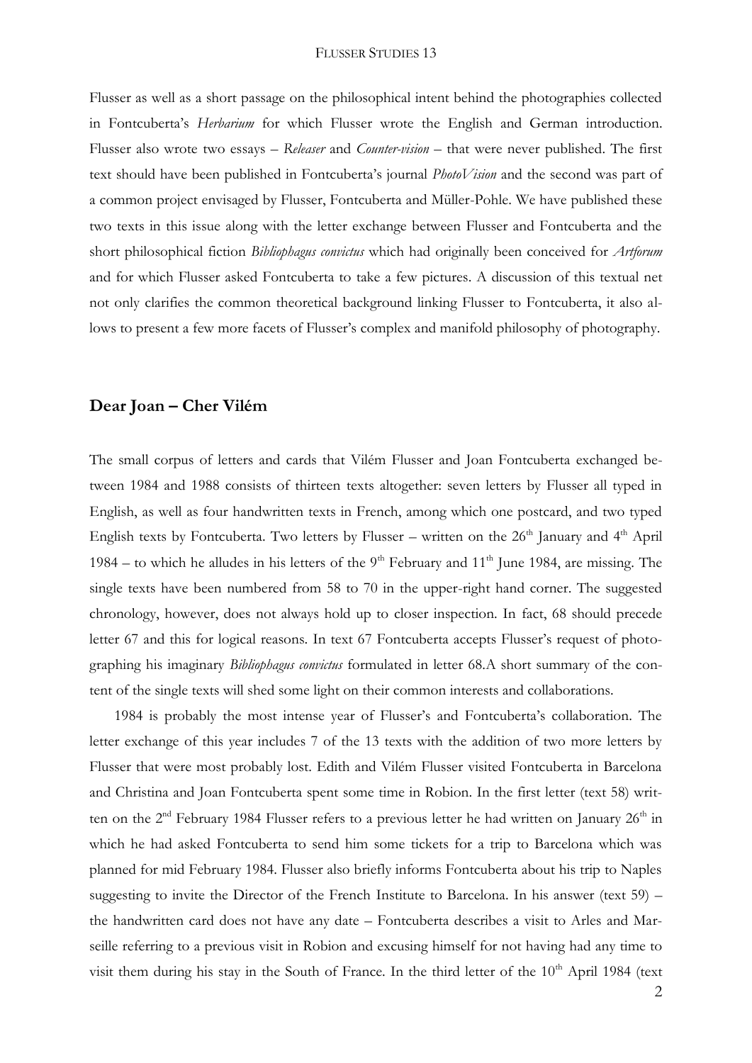Flusser as well as a short passage on the philosophical intent behind the photographies collected in Fontcuberta's *Herbarium* for which Flusser wrote the English and German introduction. Flusser also wrote two essays – *Releaser* and *Counter-vision* – that were never published. The first text should have been published in Fontcuberta's journal *PhotoVision* and the second was part of a common project envisaged by Flusser, Fontcuberta and Müller-Pohle. We have published these two texts in this issue along with the letter exchange between Flusser and Fontcuberta and the short philosophical fiction *Bibliophagus convictus* which had originally been conceived for *Artforum* and for which Flusser asked Fontcuberta to take a few pictures. A discussion of this textual net not only clarifies the common theoretical background linking Flusser to Fontcuberta, it also allows to present a few more facets of Flusser's complex and manifold philosophy of photography.

## Dear Joan – Cher Vilém

The small corpus of letters and cards that Vilém Flusser and Joan Fontcuberta exchanged between 1984 and 1988 consists of thirteen texts altogether: seven letters by Flusser all typed in English, as well as four handwritten texts in French, among which one postcard, and two typed English texts by Fontcuberta. Two letters by Flusser – written on the 26th January and 4th April 1984 – to which he alludes in his letters of the 9th February and 11th June 1984, are missing. The single texts have been numbered from 58 to 70 in the upper-right hand corner. The suggested chronology, however, does not always hold up to closer inspection. In fact, 68 should precede letter 67 and this for logical reasons. In text 67 Fontcuberta accepts Flusser's request of photographing his imaginary *Bibliophagus convictus* formulated in letter 68.A short summary of the content of the single texts will shed some light on their common interests and collaborations.

1984 is probably the most intense year of Flusser's and Fontcuberta's collaboration. The letter exchange of this year includes 7 of the 13 texts with the addition of two more letters by Flusser that were most probably lost. Edith and Vilém Flusser visited Fontcuberta in Barcelona and Christina and Joan Fontcuberta spent some time in Robion. In the first letter (text 58) written on the 2nd February 1984 Flusser refers to a previous letter he had written on January 26th in which he had asked Fontcuberta to send him some tickets for a trip to Barcelona which was planned for mid February 1984. Flusser also briefly informs Fontcuberta about his trip to Naples suggesting to invite the Director of the French Institute to Barcelona. In his answer (text 59) – the handwritten card does not have any date – Fontcuberta describes a visit to Arles and Marseille referring to a previous visit in Robion and excusing himself for not having had any time to visit them during his stay in the South of France. In the third letter of the 10th April 1984 (text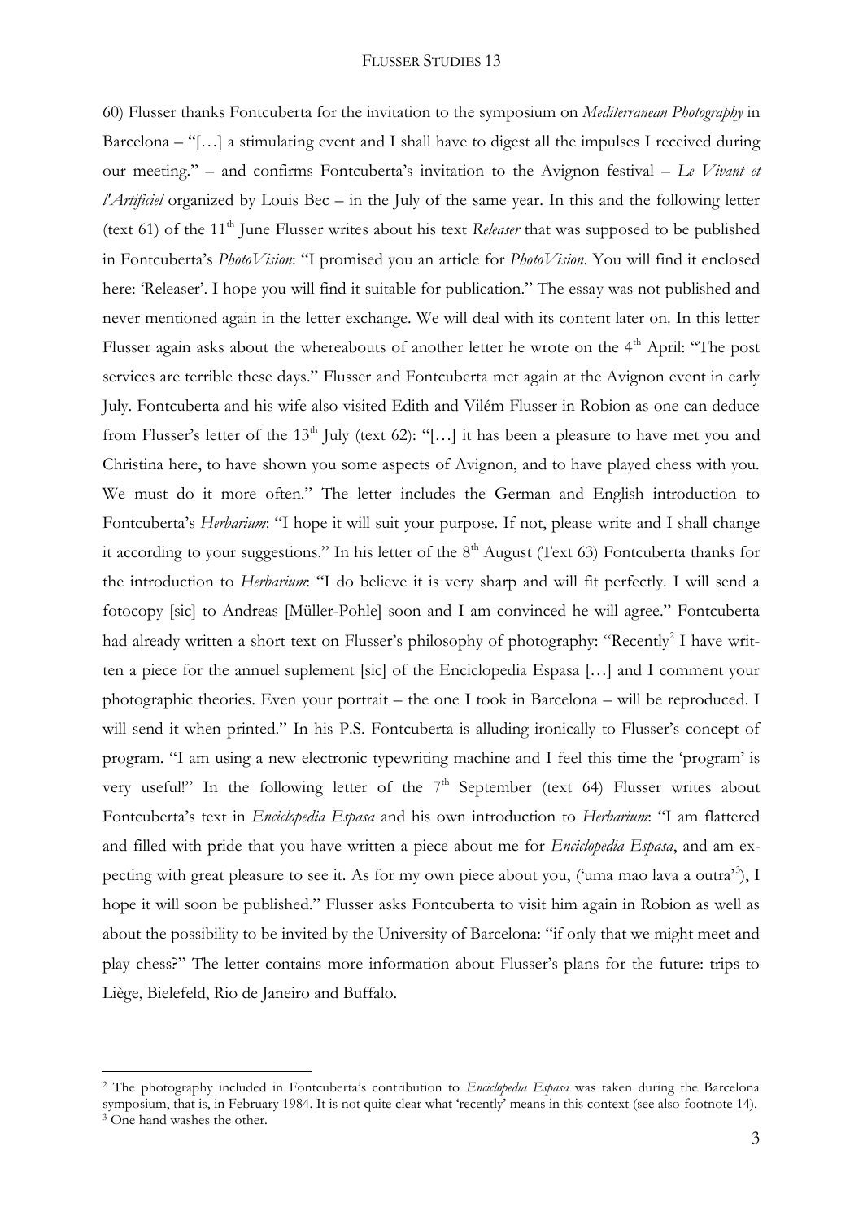60) Flusser thanks Fontcuberta for the invitation to the symposium on *Mediterranean Photography* in Barcelona – "[…] a stimulating event and I shall have to digest all the impulses I received during our meeting." – and confirms Fontcuberta's invitation to the Avignon festival – *Le Vivant et l'Artificiel* organized by Louis Bec – in the July of the same year. In this and the following letter (text 61) of the 11th June Flusser writes about his text *Releaser* that was supposed to be published in Fontcuberta's *PhotoVision*: "I promised you an article for *PhotoVision*. You will find it enclosed here: 'Releaser'. I hope you will find it suitable for publication." The essay was not published and never mentioned again in the letter exchange. We will deal with its content later on. In this letter Flusser again asks about the whereabouts of another letter he wrote on the 4th April: "The post services are terrible these days." Flusser and Fontcuberta met again at the Avignon event in early July. Fontcuberta and his wife also visited Edith and Vilém Flusser in Robion as one can deduce from Flusser's letter of the 13th July (text 62): "[…] it has been a pleasure to have met you and Christina here, to have shown you some aspects of Avignon, and to have played chess with you. We must do it more often." The letter includes the German and English introduction to Fontcuberta's *Herbarium*: "I hope it will suit your purpose. If not, please write and I shall change it according to your suggestions." In his letter of the 8th August (Text 63) Fontcuberta thanks for the introduction to *Herbarium*: "I do believe it is very sharp and will fit perfectly. I will send a fotocopy [sic] to Andreas [Müller-Pohle] soon and I am convinced he will agree." Fontcuberta had already written a short text on Flusser's philosophy of photography: "Recently[2] I have written a piece for the annuel suplement [sic] of the Enciclopedia Espasa […] and I comment your photographic theories. Even your portrait – the one I took in Barcelona – will be reproduced. I will send it when printed." In his P.S. Fontcuberta is alluding ironically to Flusser's concept of program. "I am using a new electronic typewriting machine and I feel this time the 'program' is very useful!" In the following letter of the 7th September (text 64) Flusser writes about Fontcuberta's text in *Enciclopedia Espasa* and his own introduction to *Herbarium*: "I am flattered and filled with pride that you have written a piece about me for *Enciclopedia Espasa*, and am expecting with great pleasure to see it. As for my own piece about you, ('uma mao lava a outra'[3]), I hope it will soon be published." Flusser asks Fontcuberta to visit him again in Robion as well as about the possibility to be invited by the University of Barcelona: "if only that we might meet and play chess?" The letter contains more information about Flusser's plans for the future: trips to Liège, Bielefeld, Rio de Janeiro and Buffalo.

---

[2] The photography included in Fontcuberta's contribution to *Enciclopedia Espasa* was taken during the Barcelona symposium, that is, in February 1984. It is not quite clear what 'recently' means in this context (see also footnote 14).

[3] One hand washes the other.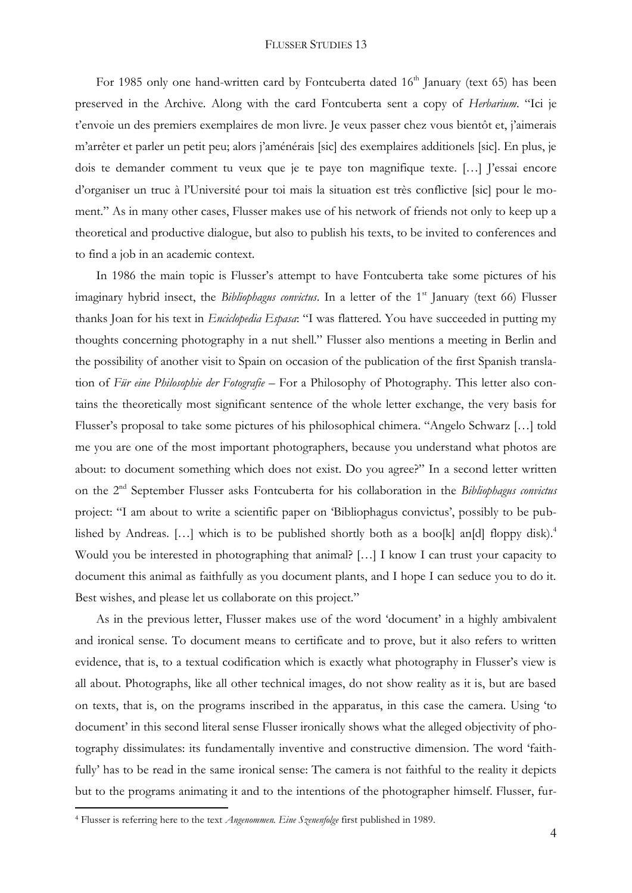For 1985 only one hand-written card by Fontcuberta dated 16th January (text 65) has been preserved in the Archive. Along with the card Fontcuberta sent a copy of *Herbarium*. "Ici je t'envoie un des premiers exemplaires de mon livre. Je veux passer chez vous bientôt et, j'aimerais m'arrêter et parler un petit peu; alors j'aménérais [sic] des exemplaires additionels [sic]. En plus, je dois te demander comment tu veux que je te paye ton magnifique texte. […] J'essai encore d'organiser un truc à l'Université pour toi mais la situation est très conflictive [sic] pour le moment." As in many other cases, Flusser makes use of his network of friends not only to keep up a theoretical and productive dialogue, but also to publish his texts, to be invited to conferences and to find a job in an academic context.

In 1986 the main topic is Flusser's attempt to have Fontcuberta take some pictures of his imaginary hybrid insect, the *Bibliophagus convictus*. In a letter of the 1st January (text 66) Flusser thanks Joan for his text in *Enciclopedia Espasa*: "I was flattered. You have succeeded in putting my thoughts concerning photography in a nut shell." Flusser also mentions a meeting in Berlin and the possibility of another visit to Spain on occasion of the publication of the first Spanish translation of *Für eine Philosophie der Fotografie* – For a Philosophy of Photography. This letter also contains the theoretically most significant sentence of the whole letter exchange, the very basis for Flusser's proposal to take some pictures of his philosophical chimera. "Angelo Schwarz […] told me you are one of the most important photographers, because you understand what photos are about: to document something which does not exist. Do you agree?" In a second letter written on the 2nd September Flusser asks Fontcuberta for his collaboration in the *Bibliophagus convictus* project: "I am about to write a scientific paper on 'Bibliophagus convictus', possibly to be published by Andreas. […] which is to be published shortly both as a boo[k] an[d] floppy disk).[4] Would you be interested in photographing that animal? […] I know I can trust your capacity to document this animal as faithfully as you document plants, and I hope I can seduce you to do it. Best wishes, and please let us collaborate on this project."

As in the previous letter, Flusser makes use of the word 'document' in a highly ambivalent and ironical sense. To document means to certificate and to prove, but it also refers to written evidence, that is, to a textual codification which is exactly what photography in Flusser's view is all about. Photographs, like all other technical images, do not show reality as it is, but are based on texts, that is, on the programs inscribed in the apparatus, in this case the camera. Using 'to document' in this second literal sense Flusser ironically shows what the alleged objectivity of photography dissimulates: its fundamentally inventive and constructive dimension. The word 'faithfully' has to be read in the same ironical sense: The camera is not faithful to the reality it depicts but to the programs animating it and to the intentions of the photographer himself. Flusser, fur-

[4] Flusser is referring here to the text *Angenommen. Eine Szenenfolge* first published in 1989.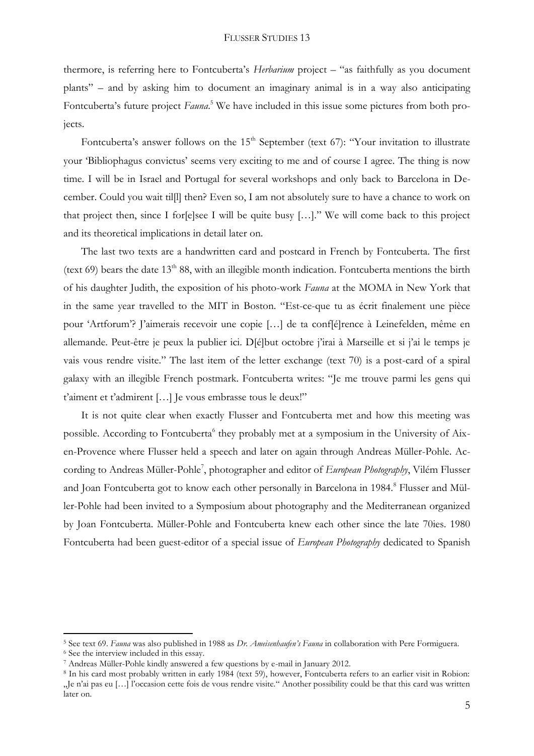thermore, is referring here to Fontcuberta's *Herbarium* project – "as faithfully as you document plants" – and by asking him to document an imaginary animal is in a way also anticipating Fontcuberta's future project *Fauna*.[5] We have included in this issue some pictures from both projects.

Fontcuberta's answer follows on the 15th September (text 67): "Your invitation to illustrate your 'Bibliophagus convictus' seems very exciting to me and of course I agree. The thing is now time. I will be in Israel and Portugal for several workshops and only back to Barcelona in December. Could you wait til[l] then? Even so, I am not absolutely sure to have a chance to work on that project then, since I for[e]see I will be quite busy […]." We will come back to this project and its theoretical implications in detail later on.

The last two texts are a handwritten card and postcard in French by Fontcuberta. The first (text 69) bears the date 13th 88, with an illegible month indication. Fontcuberta mentions the birth of his daughter Judith, the exposition of his photo-work *Fauna* at the MOMA in New York that in the same year travelled to the MIT in Boston. "Est-ce-que tu as écrit finalement une pièce pour 'Artforum'? J'aimerais recevoir une copie […] de ta conf[é]rence à Leinefelden, même en allemande. Peut-être je peux la publier ici. D[é]but octobre j'irai à Marseille et si j'ai le temps je vais vous rendre visite." The last item of the letter exchange (text 70) is a post-card of a spiral galaxy with an illegible French postmark. Fontcuberta writes: "Je me trouve parmi les gens qui t'aiment et t'admirent […] Je vous embrasse tous le deux!"

It is not quite clear when exactly Flusser and Fontcuberta met and how this meeting was possible. According to Fontcuberta[6] they probably met at a symposium in the University of Aix-en-Provence where Flusser held a speech and later on again through Andreas Müller-Pohle. According to Andreas Müller-Pohle[7], photographer and editor of *European Photography*, Vilém Flusser and Joan Fontcuberta got to know each other personally in Barcelona in 1984.[8] Flusser and Müller-Pohle had been invited to a Symposium about photography and the Mediterranean organized by Joan Fontcuberta. Müller-Pohle and Fontcuberta knew each other since the late 70ies. 1980 Fontcuberta had been guest-editor of a special issue of *European Photography* dedicated to Spanish

---

[5] See text 69. *Fauna* was also published in 1988 as *Dr. Ameisenhaufen's Fauna* in collaboration with Pere Formiguera.

[6] See the interview included in this essay.

[7] Andreas Müller-Pohle kindly answered a few questions by e-mail in January 2012.

[8] In his card most probably written in early 1984 (text 59), however, Fontcuberta refers to an earlier visit in Robion: „Je n'ai pas eu […] l'occasion cette fois de vous rendre visite." Another possibility could be that this card was written later on.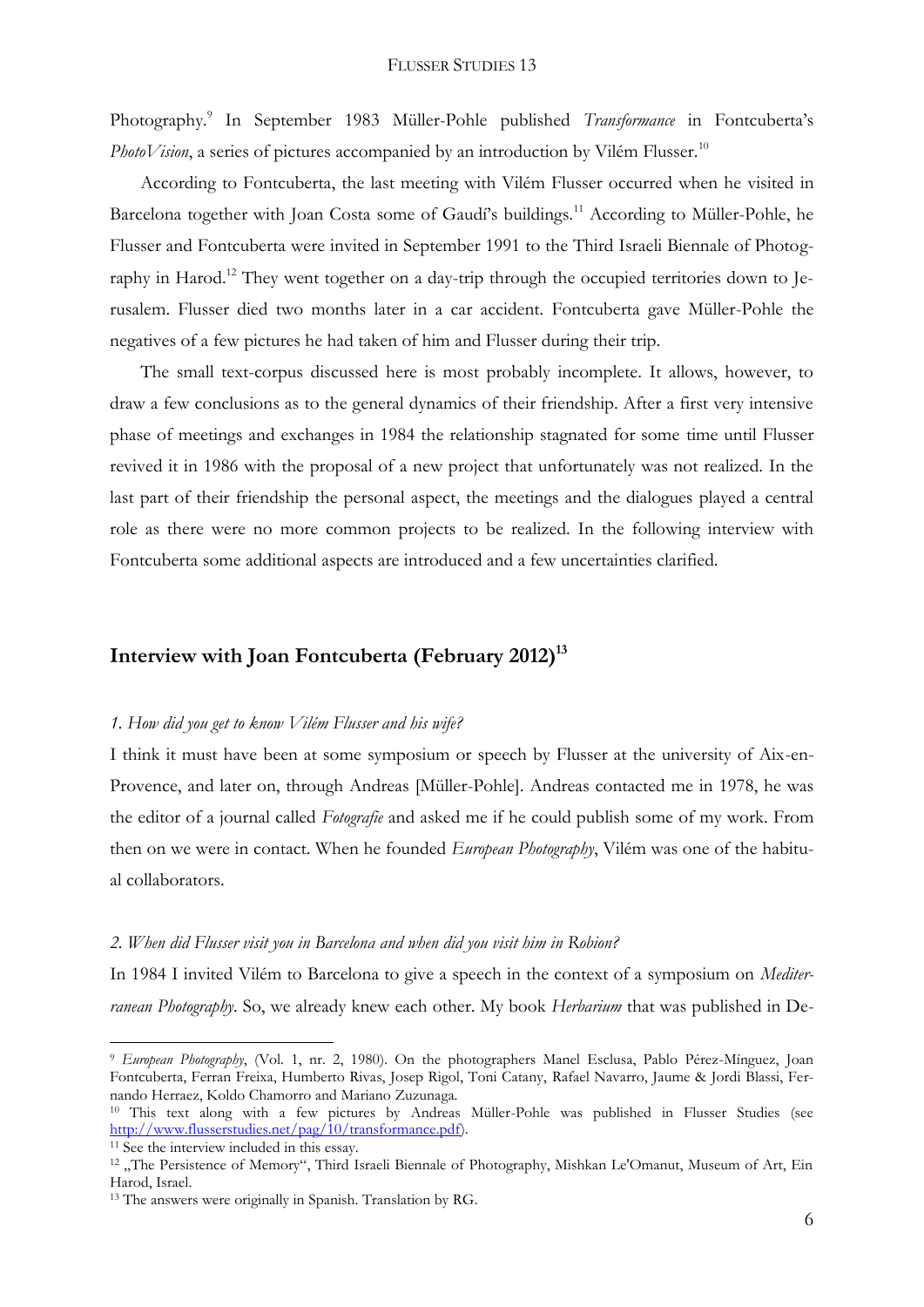Photography.[9] In September 1983 Müller-Pohle published *Transformance* in Fontcuberta's *PhotoVision*, a series of pictures accompanied by an introduction by Vilém Flusser.[10]

According to Fontcuberta, the last meeting with Vilém Flusser occurred when he visited in Barcelona together with Joan Costa some of Gaudí's buildings.[11] According to Müller-Pohle, he Flusser and Fontcuberta were invited in September 1991 to the Third Israeli Biennale of Photography in Harod.[12] They went together on a day-trip through the occupied territories down to Jerusalem. Flusser died two months later in a car accident. Fontcuberta gave Müller-Pohle the negatives of a few pictures he had taken of him and Flusser during their trip.

The small text-corpus discussed here is most probably incomplete. It allows, however, to draw a few conclusions as to the general dynamics of their friendship. After a first very intensive phase of meetings and exchanges in 1984 the relationship stagnated for some time until Flusser revived it in 1986 with the proposal of a new project that unfortunately was not realized. In the last part of their friendship the personal aspect, the meetings and the dialogues played a central role as there were no more common projects to be realized. In the following interview with Fontcuberta some additional aspects are introduced and a few uncertainties clarified.

## Interview with Joan Fontcuberta (February 2012)[13]

*1. How did you get to know Vilém Flusser and his wife?*

I think it must have been at some symposium or speech by Flusser at the university of Aix-en-Provence, and later on, through Andreas [Müller-Pohle]. Andreas contacted me in 1978, he was the editor of a journal called *Fotografie* and asked me if he could publish some of my work. From then on we were in contact. When he founded *European Photography*, Vilém was one of the habitual collaborators.

*2. When did Flusser visit you in Barcelona and when did you visit him in Robion?*

In 1984 I invited Vilém to Barcelona to give a speech in the context of a symposium on *Mediterranean Photography*. So, we already knew each other. My book *Herbarium* that was published in De-

---

[9] *European Photography*, (Vol. 1, nr. 2, 1980). On the photographers Manel Esclusa, Pablo Pérez-Mínguez, Joan Fontcuberta, Ferran Freixa, Humberto Rivas, Josep Rigol, Toni Catany, Rafael Navarro, Jaume & Jordi Blassi, Fernando Herraez, Koldo Chamorro and Mariano Zuzunaga.

[10] This text along with a few pictures by Andreas Müller-Pohle was published in Flusser Studies (see http://www.flusserstudies.net/pag/10/transformance.pdf).

[11] See the interview included in this essay.

[12] „The Persistence of Memory", Third Israeli Biennale of Photography, Mishkan Le'Omanut, Museum of Art, Ein Harod, Israel.

[13] The answers were originally in Spanish. Translation by RG.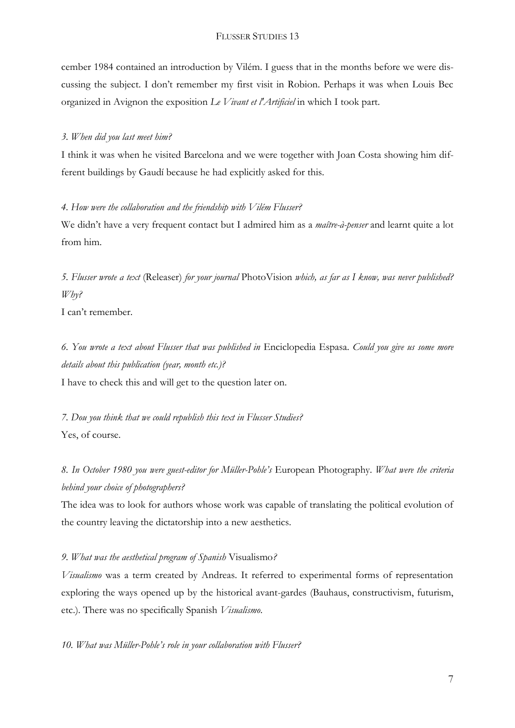cember 1984 contained an introduction by Vilém. I guess that in the months before we were discussing the subject. I don't remember my first visit in Robion. Perhaps it was when Louis Bec organized in Avignon the exposition *Le Vivant et l'Artificiel* in which I took part.

*3. When did you last meet him?*

I think it was when he visited Barcelona and we were together with Joan Costa showing him different buildings by Gaudí because he had explicitly asked for this.

*4. How were the collaboration and the friendship with Vilém Flusser?*

We didn't have a very frequent contact but I admired him as a *maître-à-penser* and learnt quite a lot from him.

*5. Flusser wrote a text* (Releaser) *for your journal* PhotoVision *which, as far as I know, was never published? Why?*

I can't remember.

*6. You wrote a text about Flusser that was published in* Enciclopedia Espasa*. Could you give us some more details about this publication (year, month etc.)?*

I have to check this and will get to the question later on.

*7. Dou you think that we could republish this text in Flusser Studies?*

Yes, of course.

*8. In October 1980 you were guest-editor for Müller-Pohle's* European Photography*. What were the criteria behind your choice of photographers?*

The idea was to look for authors whose work was capable of translating the political evolution of the country leaving the dictatorship into a new aesthetics.

*9. What was the aesthetical program of Spanish* Visualismo*?*

*Visualismo* was a term created by Andreas. It referred to experimental forms of representation exploring the ways opened up by the historical avant-gardes (Bauhaus, constructivism, futurism, etc.). There was no specifically Spanish *Visualismo*.

*10. What was Müller-Pohle's role in your collaboration with Flusser?*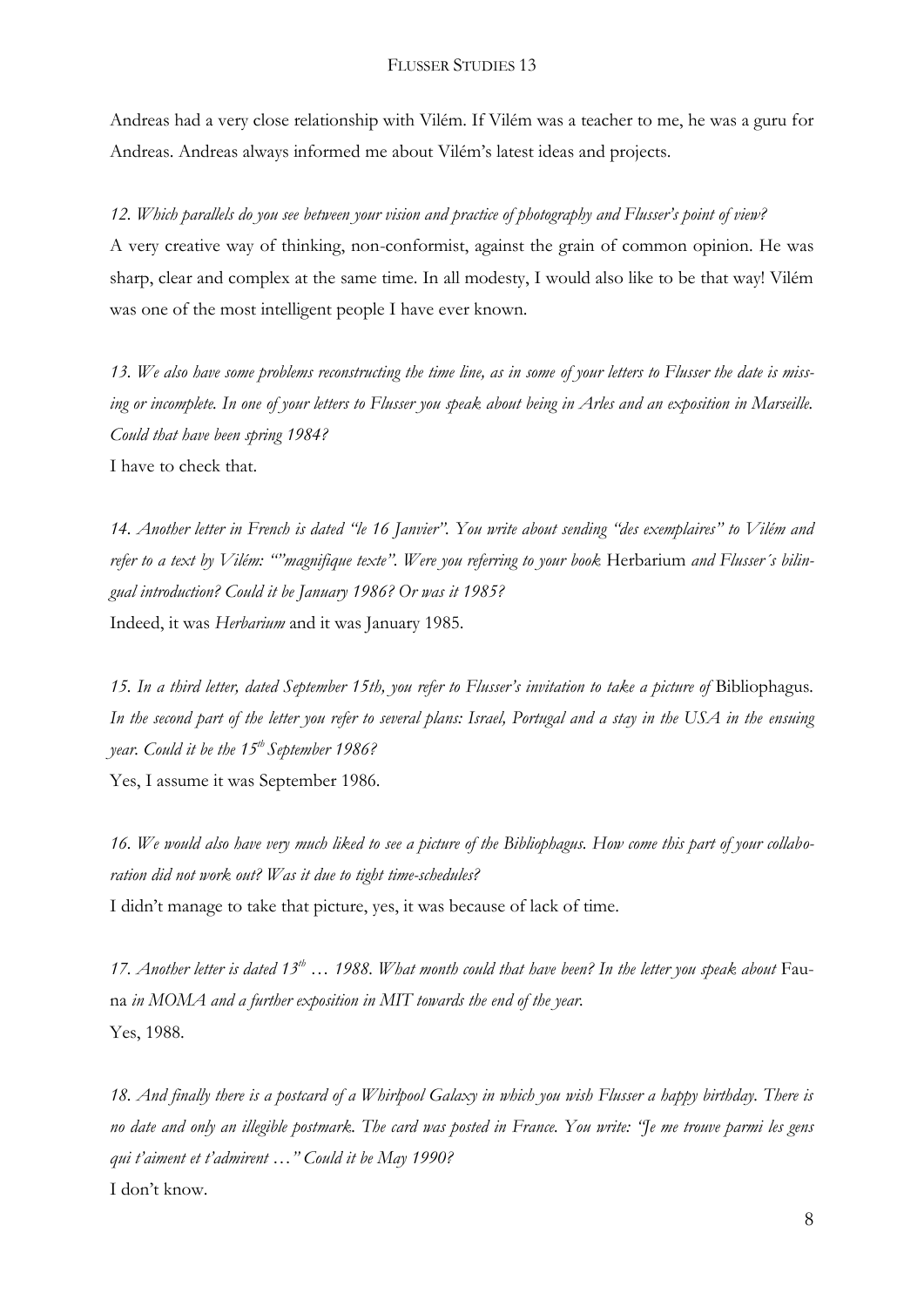Andreas had a very close relationship with Vilém. If Vilém was a teacher to me, he was a guru for Andreas. Andreas always informed me about Vilém's latest ideas and projects.

*12. Which parallels do you see between your vision and practice of photography and Flusser's point of view?*
A very creative way of thinking, non-conformist, against the grain of common opinion. He was sharp, clear and complex at the same time. In all modesty, I would also like to be that way! Vilém was one of the most intelligent people I have ever known.

*13. We also have some problems reconstructing the time line, as in some of your letters to Flusser the date is missing or incomplete. In one of your letters to Flusser you speak about being in Arles and an exposition in Marseille. Could that have been spring 1984?*
I have to check that.

*14. Another letter in French is dated "le 16 Janvier". You write about sending "des exemplaires" to Vilém and refer to a text by Vilém: ""magnifique texte". Were you referring to your book* Herbarium *and Flusser´s bilingual introduction? Could it be January 1986? Or was it 1985?*
Indeed, it was *Herbarium* and it was January 1985.

*15. In a third letter, dated September 15th, you refer to Flusser's invitation to take a picture of* Bibliophagus. *In the second part of the letter you refer to several plans: Israel, Portugal and a stay in the USA in the ensuing year. Could it be the 15th September 1986?*
Yes, I assume it was September 1986.

*16. We would also have very much liked to see a picture of the Bibliophagus. How come this part of your collaboration did not work out? Was it due to tight time-schedules?*
I didn't manage to take that picture, yes, it was because of lack of time.

*17. Another letter is dated 13th … 1988. What month could that have been? In the letter you speak about* Fauna *in MOMA and a further exposition in MIT towards the end of the year.*
Yes, 1988.

*18. And finally there is a postcard of a Whirlpool Galaxy in which you wish Flusser a happy birthday. There is no date and only an illegible postmark. The card was posted in France. You write: "Je me trouve parmi les gens qui t'aiment et t'admirent …" Could it be May 1990?*
I don't know.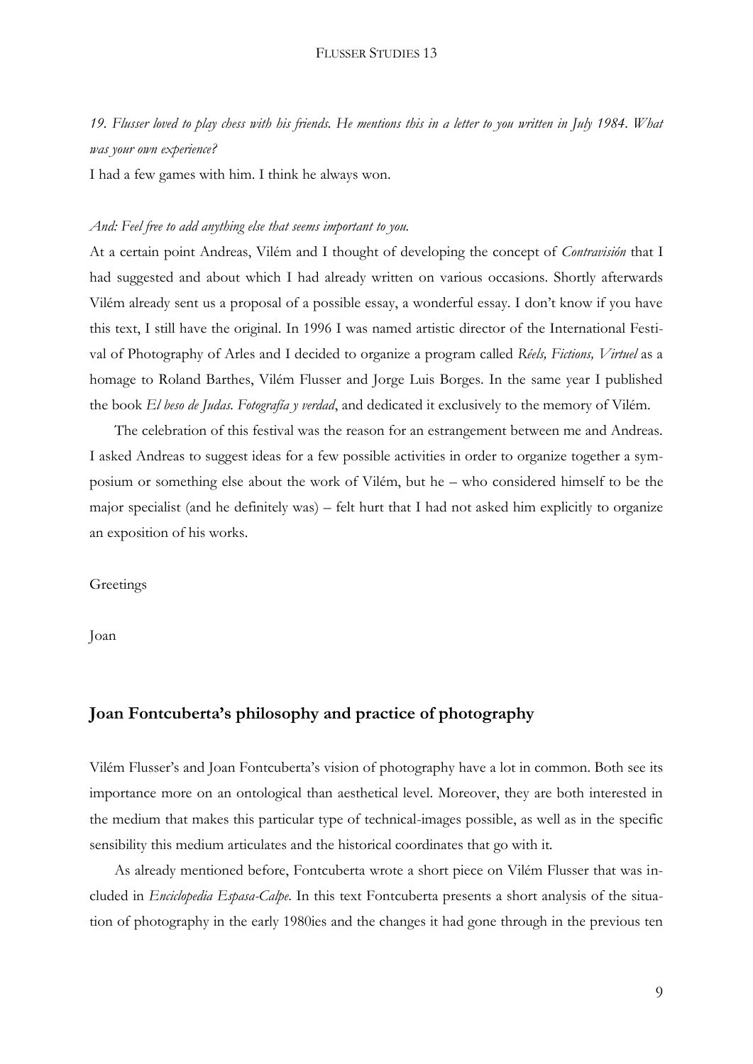*19. Flusser loved to play chess with his friends. He mentions this in a letter to you written in July 1984. What was your own experience?*

I had a few games with him. I think he always won.

*And: Feel free to add anything else that seems important to you.*

At a certain point Andreas, Vilém and I thought of developing the concept of *Contravisión* that I had suggested and about which I had already written on various occasions. Shortly afterwards Vilém already sent us a proposal of a possible essay, a wonderful essay. I don't know if you have this text, I still have the original. In 1996 I was named artistic director of the International Festival of Photography of Arles and I decided to organize a program called *Réels, Fictions, Virtuel* as a homage to Roland Barthes, Vilém Flusser and Jorge Luis Borges. In the same year I published the book *El beso de Judas. Fotografía y verdad*, and dedicated it exclusively to the memory of Vilém.

The celebration of this festival was the reason for an estrangement between me and Andreas. I asked Andreas to suggest ideas for a few possible activities in order to organize together a symposium or something else about the work of Vilém, but he – who considered himself to be the major specialist (and he definitely was) – felt hurt that I had not asked him explicitly to organize an exposition of his works.

Greetings

Joan

## Joan Fontcuberta's philosophy and practice of photography

Vilém Flusser's and Joan Fontcuberta's vision of photography have a lot in common. Both see its importance more on an ontological than aesthetical level. Moreover, they are both interested in the medium that makes this particular type of technical-images possible, as well as in the specific sensibility this medium articulates and the historical coordinates that go with it.

As already mentioned before, Fontcuberta wrote a short piece on Vilém Flusser that was included in *Enciclopedia Espasa-Calpe*. In this text Fontcuberta presents a short analysis of the situation of photography in the early 1980ies and the changes it had gone through in the previous ten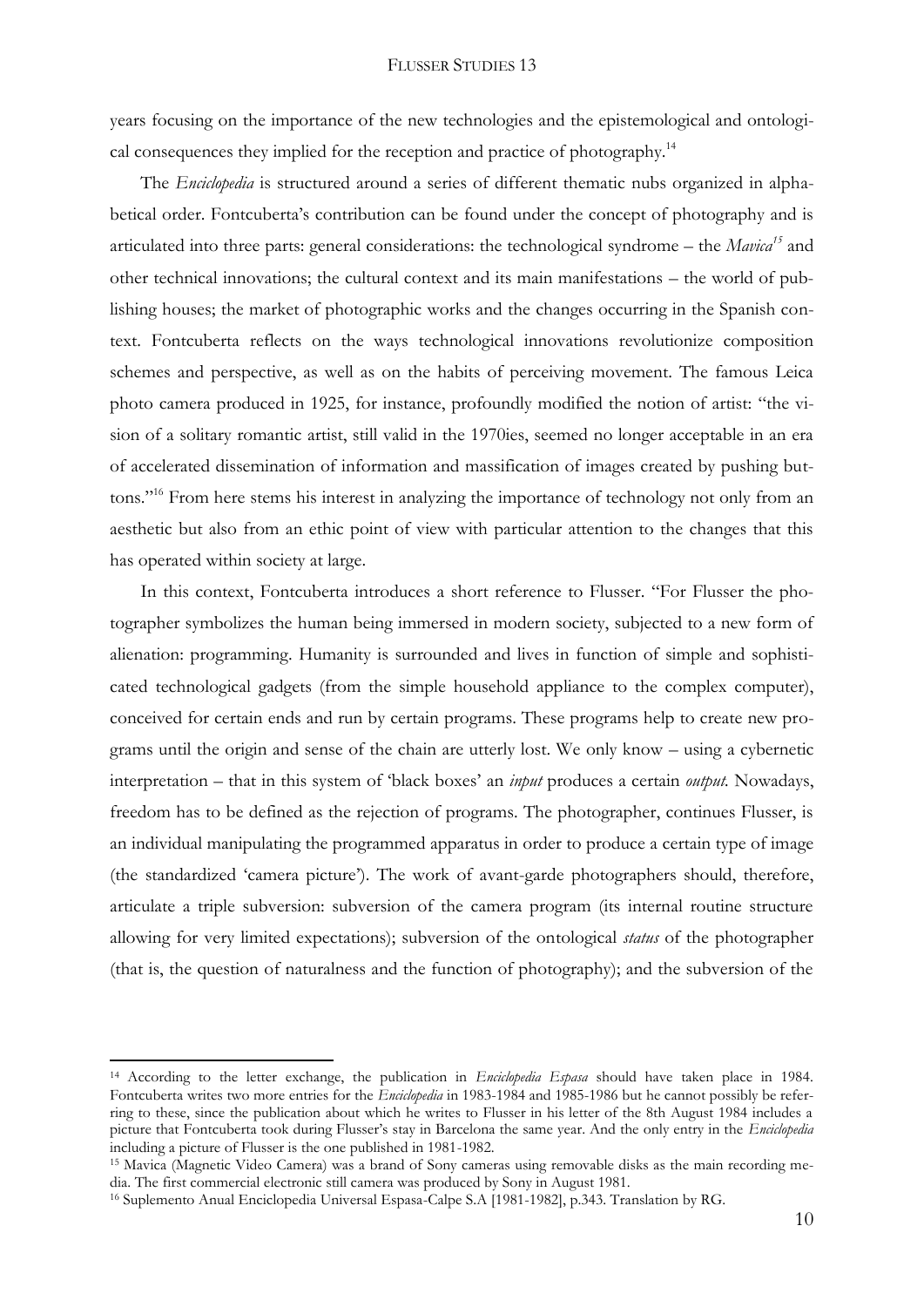years focusing on the importance of the new technologies and the epistemological and ontological consequences they implied for the reception and practice of photography.[14]

The *Enciclopedia* is structured around a series of different thematic nubs organized in alphabetical order. Fontcuberta's contribution can be found under the concept of photography and is articulated into three parts: general considerations: the technological syndrome – the *Mavica*[15] and other technical innovations; the cultural context and its main manifestations – the world of publishing houses; the market of photographic works and the changes occurring in the Spanish context. Fontcuberta reflects on the ways technological innovations revolutionize composition schemes and perspective, as well as on the habits of perceiving movement. The famous Leica photo camera produced in 1925, for instance, profoundly modified the notion of artist: "the vision of a solitary romantic artist, still valid in the 1970ies, seemed no longer acceptable in an era of accelerated dissemination of information and massification of images created by pushing buttons."[16] From here stems his interest in analyzing the importance of technology not only from an aesthetic but also from an ethic point of view with particular attention to the changes that this has operated within society at large.

In this context, Fontcuberta introduces a short reference to Flusser. "For Flusser the photographer symbolizes the human being immersed in modern society, subjected to a new form of alienation: programming. Humanity is surrounded and lives in function of simple and sophisticated technological gadgets (from the simple household appliance to the complex computer), conceived for certain ends and run by certain programs. These programs help to create new programs until the origin and sense of the chain are utterly lost. We only know – using a cybernetic interpretation – that in this system of 'black boxes' an *input* produces a certain *output*. Nowadays, freedom has to be defined as the rejection of programs. The photographer, continues Flusser, is an individual manipulating the programmed apparatus in order to produce a certain type of image (the standardized 'camera picture'). The work of avant-garde photographers should, therefore, articulate a triple subversion: subversion of the camera program (its internal routine structure allowing for very limited expectations); subversion of the ontological *status* of the photographer (that is, the question of naturalness and the function of photography); and the subversion of the

---

[14] According to the letter exchange, the publication in *Enciclopedia Espasa* should have taken place in 1984. Fontcuberta writes two more entries for the *Enciclopedia* in 1983-1984 and 1985-1986 but he cannot possibly be referring to these, since the publication about which he writes to Flusser in his letter of the 8th August 1984 includes a picture that Fontcuberta took during Flusser's stay in Barcelona the same year. And the only entry in the *Enciclopedia* including a picture of Flusser is the one published in 1981-1982.

[15] Mavica (Magnetic Video Camera) was a brand of Sony cameras using removable disks as the main recording media. The first commercial electronic still camera was produced by Sony in August 1981.

[16] Suplemento Anual Enciclopedia Universal Espasa-Calpe S.A [1981-1982], p.343. Translation by RG.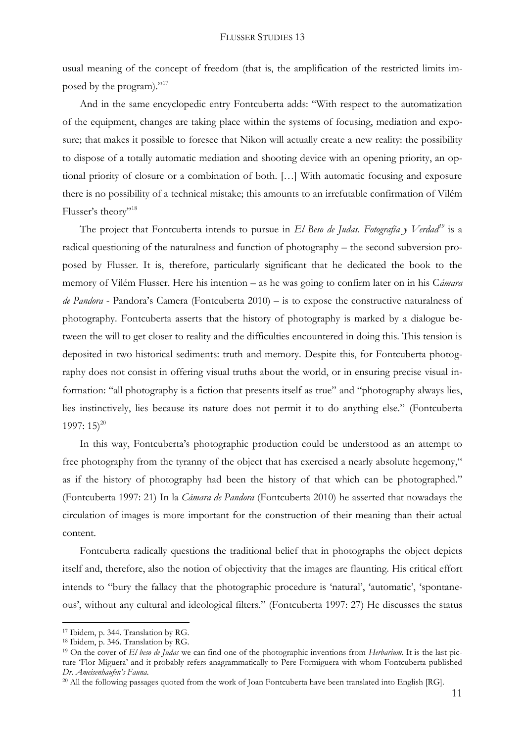usual meaning of the concept of freedom (that is, the amplification of the restricted limits imposed by the program)."[17]

And in the same encyclopedic entry Fontcuberta adds: "With respect to the automatization of the equipment, changes are taking place within the systems of focusing, mediation and exposure; that makes it possible to foresee that Nikon will actually create a new reality: the possibility to dispose of a totally automatic mediation and shooting device with an opening priority, an optional priority of closure or a combination of both. […] With automatic focusing and exposure there is no possibility of a technical mistake; this amounts to an irrefutable confirmation of Vilém Flusser's theory"[18]

The project that Fontcuberta intends to pursue in *El Beso de Judas. Fotografía y Verdad*[19] is a radical questioning of the naturalness and function of photography – the second subversion proposed by Flusser. It is, therefore, particularly significant that he dedicated the book to the memory of Vilém Flusser. Here his intention – as he was going to confirm later on in his C*ámara de Pandora* - Pandora's Camera (Fontcuberta 2010) – is to expose the constructive naturalness of photography. Fontcuberta asserts that the history of photography is marked by a dialogue between the will to get closer to reality and the difficulties encountered in doing this. This tension is deposited in two historical sediments: truth and memory. Despite this, for Fontcuberta photography does not consist in offering visual truths about the world, or in ensuring precise visual information: "all photography is a fiction that presents itself as true" and "photography always lies, lies instinctively, lies because its nature does not permit it to do anything else." (Fontcuberta 1997: 15)[20]

In this way, Fontcuberta's photographic production could be understood as an attempt to free photography from the tyranny of the object that has exercised a nearly absolute hegemony," as if the history of photography had been the history of that which can be photographed." (Fontcuberta 1997: 21) In la *Cámara de Pandora* (Fontcuberta 2010) he asserted that nowadays the circulation of images is more important for the construction of their meaning than their actual content.

Fontcuberta radically questions the traditional belief that in photographs the object depicts itself and, therefore, also the notion of objectivity that the images are flaunting. His critical effort intends to "bury the fallacy that the photographic procedure is 'natural', 'automatic', 'spontaneous', without any cultural and ideological filters." (Fontcuberta 1997: 27) He discusses the status

---

[17] Ibidem, p. 344. Translation by RG.

[18] Ibidem, p. 346. Translation by RG.

[19] On the cover of *El beso de Judas* we can find one of the photographic inventions from *Herbarium*. It is the last picture 'Flor Miguera' and it probably refers anagrammatically to Pere Formiguera with whom Fontcuberta published *Dr. Ameisenhaufen's Fauna*.

[20] All the following passages quoted from the work of Joan Fontcuberta have been translated into English [RG].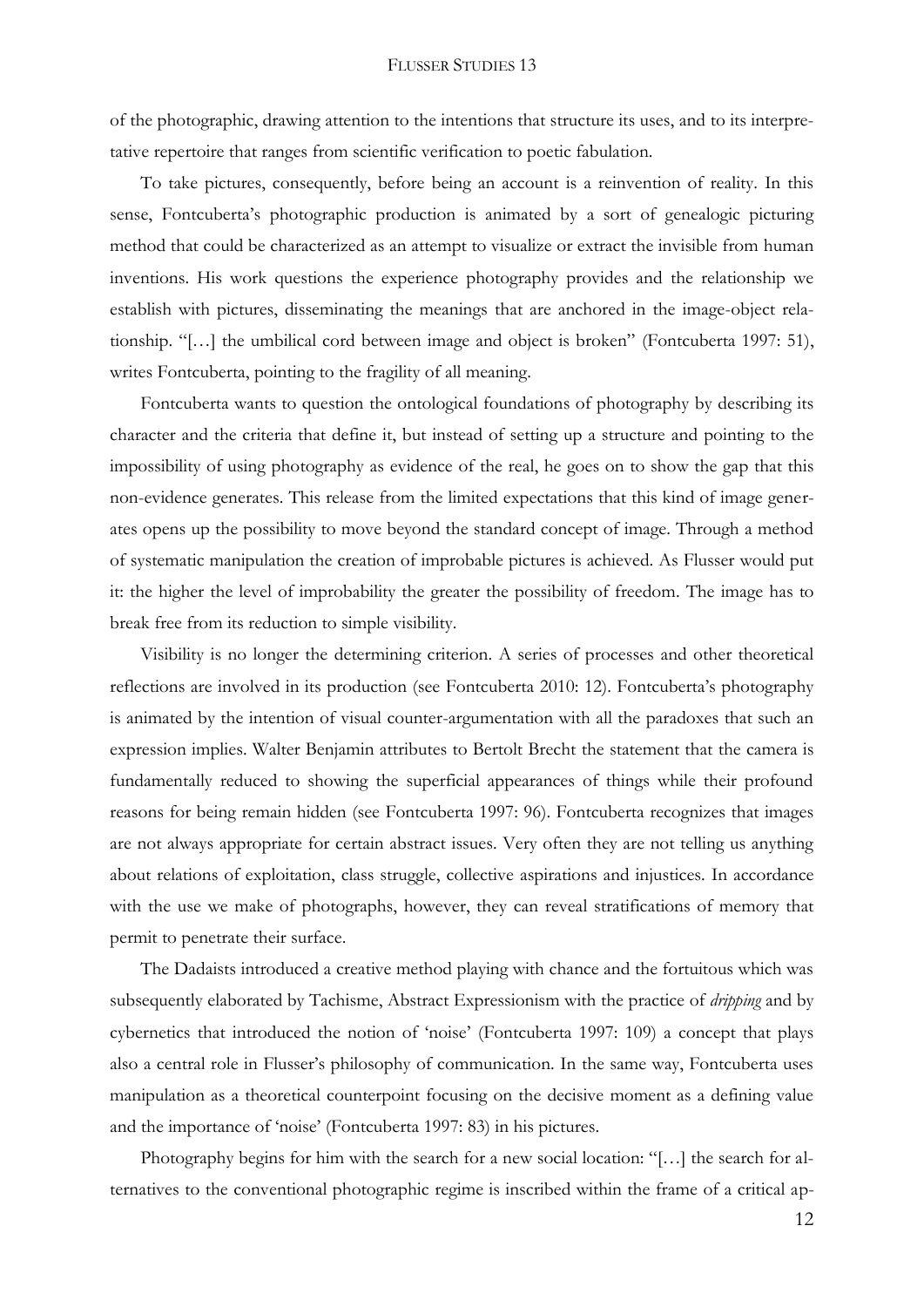of the photographic, drawing attention to the intentions that structure its uses, and to its interpretative repertoire that ranges from scientific verification to poetic fabulation.

To take pictures, consequently, before being an account is a reinvention of reality. In this sense, Fontcuberta's photographic production is animated by a sort of genealogic picturing method that could be characterized as an attempt to visualize or extract the invisible from human inventions. His work questions the experience photography provides and the relationship we establish with pictures, disseminating the meanings that are anchored in the image-object relationship. "[…] the umbilical cord between image and object is broken" (Fontcuberta 1997: 51), writes Fontcuberta, pointing to the fragility of all meaning.

Fontcuberta wants to question the ontological foundations of photography by describing its character and the criteria that define it, but instead of setting up a structure and pointing to the impossibility of using photography as evidence of the real, he goes on to show the gap that this non-evidence generates. This release from the limited expectations that this kind of image generates opens up the possibility to move beyond the standard concept of image. Through a method of systematic manipulation the creation of improbable pictures is achieved. As Flusser would put it: the higher the level of improbability the greater the possibility of freedom. The image has to break free from its reduction to simple visibility.

Visibility is no longer the determining criterion. A series of processes and other theoretical reflections are involved in its production (see Fontcuberta 2010: 12). Fontcuberta's photography is animated by the intention of visual counter-argumentation with all the paradoxes that such an expression implies. Walter Benjamin attributes to Bertolt Brecht the statement that the camera is fundamentally reduced to showing the superficial appearances of things while their profound reasons for being remain hidden (see Fontcuberta 1997: 96). Fontcuberta recognizes that images are not always appropriate for certain abstract issues. Very often they are not telling us anything about relations of exploitation, class struggle, collective aspirations and injustices. In accordance with the use we make of photographs, however, they can reveal stratifications of memory that permit to penetrate their surface.

The Dadaists introduced a creative method playing with chance and the fortuitous which was subsequently elaborated by Tachisme, Abstract Expressionism with the practice of *dripping* and by cybernetics that introduced the notion of 'noise' (Fontcuberta 1997: 109) a concept that plays also a central role in Flusser's philosophy of communication. In the same way, Fontcuberta uses manipulation as a theoretical counterpoint focusing on the decisive moment as a defining value and the importance of 'noise' (Fontcuberta 1997: 83) in his pictures.

Photography begins for him with the search for a new social location: "[…] the search for alternatives to the conventional photographic regime is inscribed within the frame of a critical ap-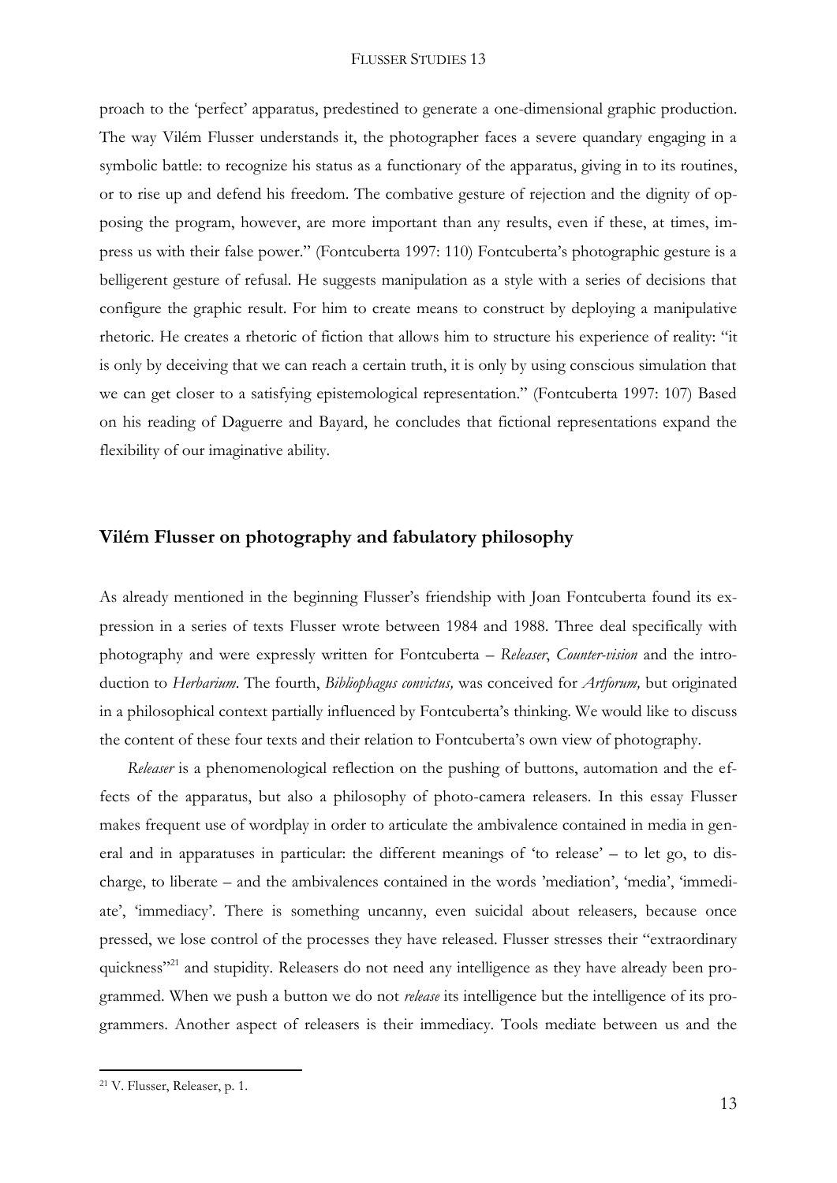proach to the 'perfect' apparatus, predestined to generate a one-dimensional graphic production. The way Vilém Flusser understands it, the photographer faces a severe quandary engaging in a symbolic battle: to recognize his status as a functionary of the apparatus, giving in to its routines, or to rise up and defend his freedom. The combative gesture of rejection and the dignity of opposing the program, however, are more important than any results, even if these, at times, impress us with their false power." (Fontcuberta 1997: 110) Fontcuberta's photographic gesture is a belligerent gesture of refusal. He suggests manipulation as a style with a series of decisions that configure the graphic result. For him to create means to construct by deploying a manipulative rhetoric. He creates a rhetoric of fiction that allows him to structure his experience of reality: "it is only by deceiving that we can reach a certain truth, it is only by using conscious simulation that we can get closer to a satisfying epistemological representation." (Fontcuberta 1997: 107) Based on his reading of Daguerre and Bayard, he concludes that fictional representations expand the flexibility of our imaginative ability.

## Vilém Flusser on photography and fabulatory philosophy

As already mentioned in the beginning Flusser's friendship with Joan Fontcuberta found its expression in a series of texts Flusser wrote between 1984 and 1988. Three deal specifically with photography and were expressly written for Fontcuberta – *Releaser*, *Counter-vision* and the introduction to *Herbarium*. The fourth, *Bibliophagus convictus,* was conceived for *Artforum,* but originated in a philosophical context partially influenced by Fontcuberta's thinking. We would like to discuss the content of these four texts and their relation to Fontcuberta's own view of photography.

*Releaser* is a phenomenological reflection on the pushing of buttons, automation and the effects of the apparatus, but also a philosophy of photo-camera releasers. In this essay Flusser makes frequent use of wordplay in order to articulate the ambivalence contained in media in general and in apparatuses in particular: the different meanings of 'to release' – to let go, to discharge, to liberate – and the ambivalences contained in the words 'mediation', 'media', 'immediate', 'immediacy'. There is something uncanny, even suicidal about releasers, because once pressed, we lose control of the processes they have released. Flusser stresses their "extraordinary quickness"[21] and stupidity. Releasers do not need any intelligence as they have already been programmed. When we push a button we do not *release* its intelligence but the intelligence of its programmers. Another aspect of releasers is their immediacy. Tools mediate between us and the

[21] V. Flusser, Releaser, p. 1.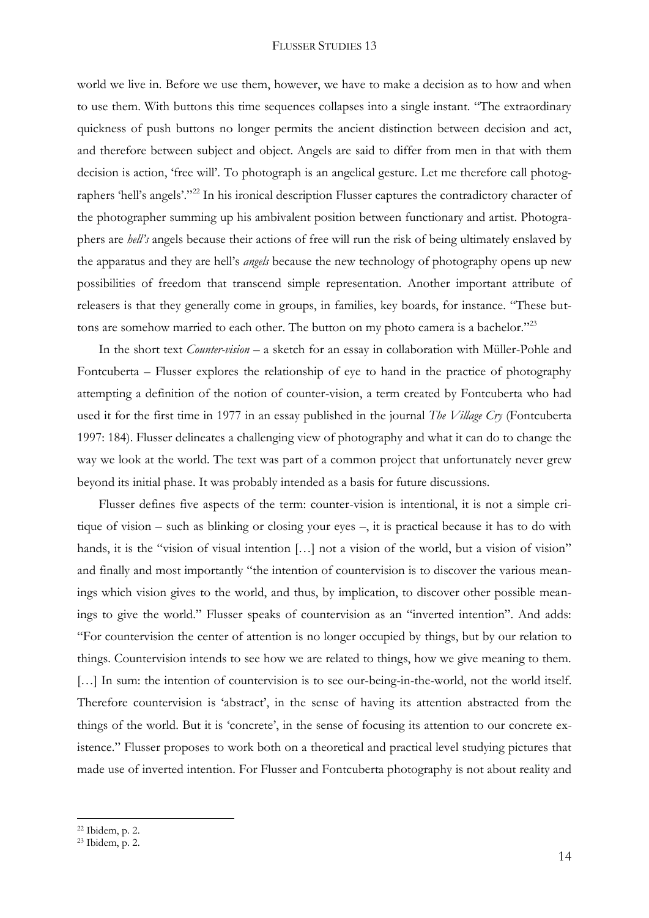world we live in. Before we use them, however, we have to make a decision as to how and when to use them. With buttons this time sequences collapses into a single instant. "The extraordinary quickness of push buttons no longer permits the ancient distinction between decision and act, and therefore between subject and object. Angels are said to differ from men in that with them decision is action, 'free will'. To photograph is an angelical gesture. Let me therefore call photographers 'hell's angels'."[22] In his ironical description Flusser captures the contradictory character of the photographer summing up his ambivalent position between functionary and artist. Photographers are *hell's* angels because their actions of free will run the risk of being ultimately enslaved by the apparatus and they are hell's *angels* because the new technology of photography opens up new possibilities of freedom that transcend simple representation. Another important attribute of releasers is that they generally come in groups, in families, key boards, for instance. "These buttons are somehow married to each other. The button on my photo camera is a bachelor."[23]

In the short text *Counter-vision* – a sketch for an essay in collaboration with Müller-Pohle and Fontcuberta – Flusser explores the relationship of eye to hand in the practice of photography attempting a definition of the notion of counter-vision, a term created by Fontcuberta who had used it for the first time in 1977 in an essay published in the journal *The Village Cry* (Fontcuberta 1997: 184). Flusser delineates a challenging view of photography and what it can do to change the way we look at the world. The text was part of a common project that unfortunately never grew beyond its initial phase. It was probably intended as a basis for future discussions.

Flusser defines five aspects of the term: counter-vision is intentional, it is not a simple critique of vision – such as blinking or closing your eyes –, it is practical because it has to do with hands, it is the "vision of visual intention […] not a vision of the world, but a vision of vision" and finally and most importantly "the intention of countervision is to discover the various meanings which vision gives to the world, and thus, by implication, to discover other possible meanings to give the world." Flusser speaks of countervision as an "inverted intention". And adds: "For countervision the center of attention is no longer occupied by things, but by our relation to things. Countervision intends to see how we are related to things, how we give meaning to them. […] In sum: the intention of countervision is to see our-being-in-the-world, not the world itself. Therefore countervision is 'abstract', in the sense of having its attention abstracted from the things of the world. But it is 'concrete', in the sense of focusing its attention to our concrete existence." Flusser proposes to work both on a theoretical and practical level studying pictures that made use of inverted intention. For Flusser and Fontcuberta photography is not about reality and

[22] Ibidem, p. 2.

[23] Ibidem, p. 2.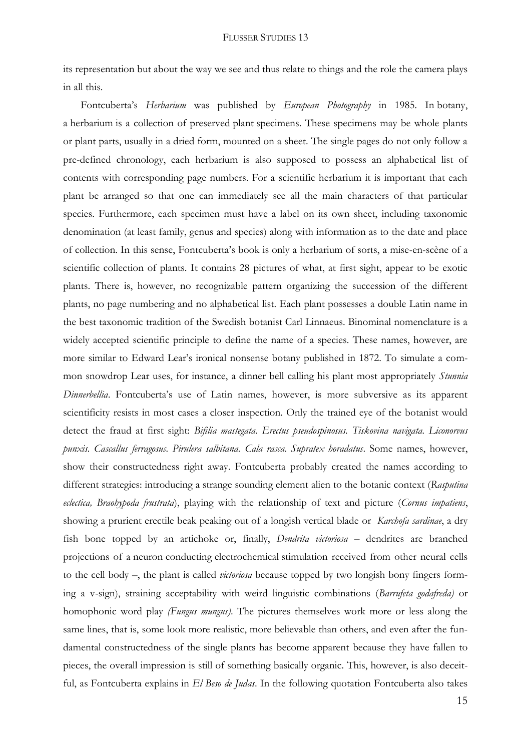its representation but about the way we see and thus relate to things and the role the camera plays in all this.

Fontcuberta's *Herbarium* was published by *European Photography* in 1985. In botany, a herbarium is a collection of preserved plant specimens. These specimens may be whole plants or plant parts, usually in a dried form, mounted on a sheet. The single pages do not only follow a pre-defined chronology, each herbarium is also supposed to possess an alphabetical list of contents with corresponding page numbers. For a scientific herbarium it is important that each plant be arranged so that one can immediately see all the main characters of that particular species. Furthermore, each specimen must have a label on its own sheet, including taxonomic denomination (at least family, genus and species) along with information as to the date and place of collection. In this sense, Fontcuberta's book is only a herbarium of sorts, a mise-en-scène of a scientific collection of plants. It contains 28 pictures of what, at first sight, appear to be exotic plants. There is, however, no recognizable pattern organizing the succession of the different plants, no page numbering and no alphabetical list. Each plant possesses a double Latin name in the best taxonomic tradition of the Swedish botanist Carl Linnaeus. Binominal nomenclature is a widely accepted scientific principle to define the name of a species. These names, however, are more similar to Edward Lear's ironical nonsense botany published in 1872. To simulate a common snowdrop Lear uses, for instance, a dinner bell calling his plant most appropriately *Stunnia Dinnerbellia*. Fontcuberta's use of Latin names, however, is more subversive as its apparent scientificity resists in most cases a closer inspection. Only the trained eye of the botanist would detect the fraud at first sight: *Bifilia mastegata. Erectus pseudospinosus. Tiskovina navigata. Liconorvus punxis. Cascallus ferragosus. Pirulera salbitana. Cala rasca. Supratex horadatus*. Some names, however, show their constructedness right away. Fontcuberta probably created the names according to different strategies: introducing a strange sounding element alien to the botanic context (*Rasputina eclectica, Braohypoda frustrata*), playing with the relationship of text and picture (*Cornus impatiens*, showing a prurient erectile beak peaking out of a longish vertical blade or *Karchofa sardinae*, a dry fish bone topped by an artichoke or, finally, *Dendrita victoriosa* – dendrites are branched projections of a neuron conducting electrochemical stimulation received from other neural cells to the cell body –, the plant is called *victoriosa* because topped by two longish bony fingers forming a v-sign), straining acceptability with weird linguistic combinations (*Barrufeta godafreda)* or homophonic word play *(Fungus mungus)*. The pictures themselves work more or less along the same lines, that is, some look more realistic, more believable than others, and even after the fundamental constructedness of the single plants has become apparent because they have fallen to pieces, the overall impression is still of something basically organic. This, however, is also deceitful, as Fontcuberta explains in *El Beso de Judas*. In the following quotation Fontcuberta also takes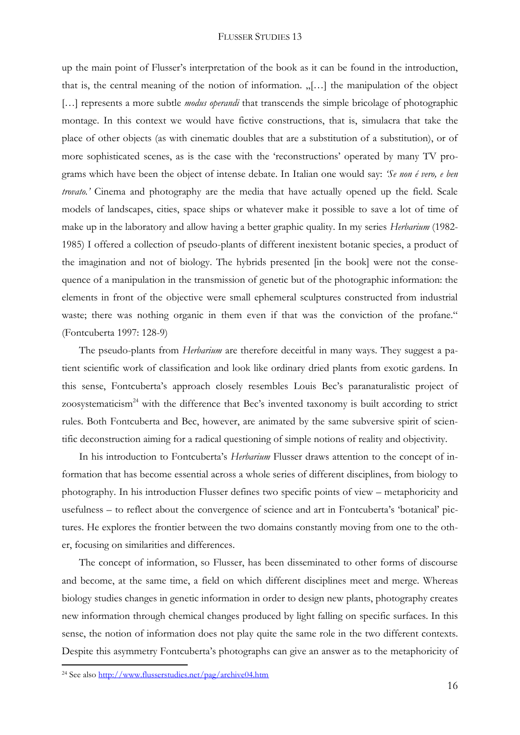up the main point of Flusser's interpretation of the book as it can be found in the introduction, that is, the central meaning of the notion of information. „[…] the manipulation of the object […] represents a more subtle *modus operandi* that transcends the simple bricolage of photographic montage. In this context we would have fictive constructions, that is, simulacra that take the place of other objects (as with cinematic doubles that are a substitution of a substitution), or of more sophisticated scenes, as is the case with the 'reconstructions' operated by many TV programs which have been the object of intense debate. In Italian one would say: *'Se non é vero, e ben trovato.'* Cinema and photography are the media that have actually opened up the field. Scale models of landscapes, cities, space ships or whatever make it possible to save a lot of time of make up in the laboratory and allow having a better graphic quality. In my series *Herbarium* (1982-1985) I offered a collection of pseudo-plants of different inexistent botanic species, a product of the imagination and not of biology. The hybrids presented [in the book] were not the consequence of a manipulation in the transmission of genetic but of the photographic information: the elements in front of the objective were small ephemeral sculptures constructed from industrial waste; there was nothing organic in them even if that was the conviction of the profane." (Fontcuberta 1997: 128-9)

The pseudo-plants from *Herbarium* are therefore deceitful in many ways. They suggest a patient scientific work of classification and look like ordinary dried plants from exotic gardens. In this sense, Fontcuberta's approach closely resembles Louis Bec's paranaturalistic project of zoosystematicism[24] with the difference that Bec's invented taxonomy is built according to strict rules. Both Fontcuberta and Bec, however, are animated by the same subversive spirit of scientific deconstruction aiming for a radical questioning of simple notions of reality and objectivity.

In his introduction to Fontcuberta's *Herbarium* Flusser draws attention to the concept of information that has become essential across a whole series of different disciplines, from biology to photography. In his introduction Flusser defines two specific points of view – metaphoricity and usefulness – to reflect about the convergence of science and art in Fontcuberta's 'botanical' pictures. He explores the frontier between the two domains constantly moving from one to the other, focusing on similarities and differences.

The concept of information, so Flusser, has been disseminated to other forms of discourse and become, at the same time, a field on which different disciplines meet and merge. Whereas biology studies changes in genetic information in order to design new plants, photography creates new information through chemical changes produced by light falling on specific surfaces. In this sense, the notion of information does not play quite the same role in the two different contexts. Despite this asymmetry Fontcuberta's photographs can give an answer as to the metaphoricity of

[24] See also http://www.flusserstudies.net/pag/archive04.htm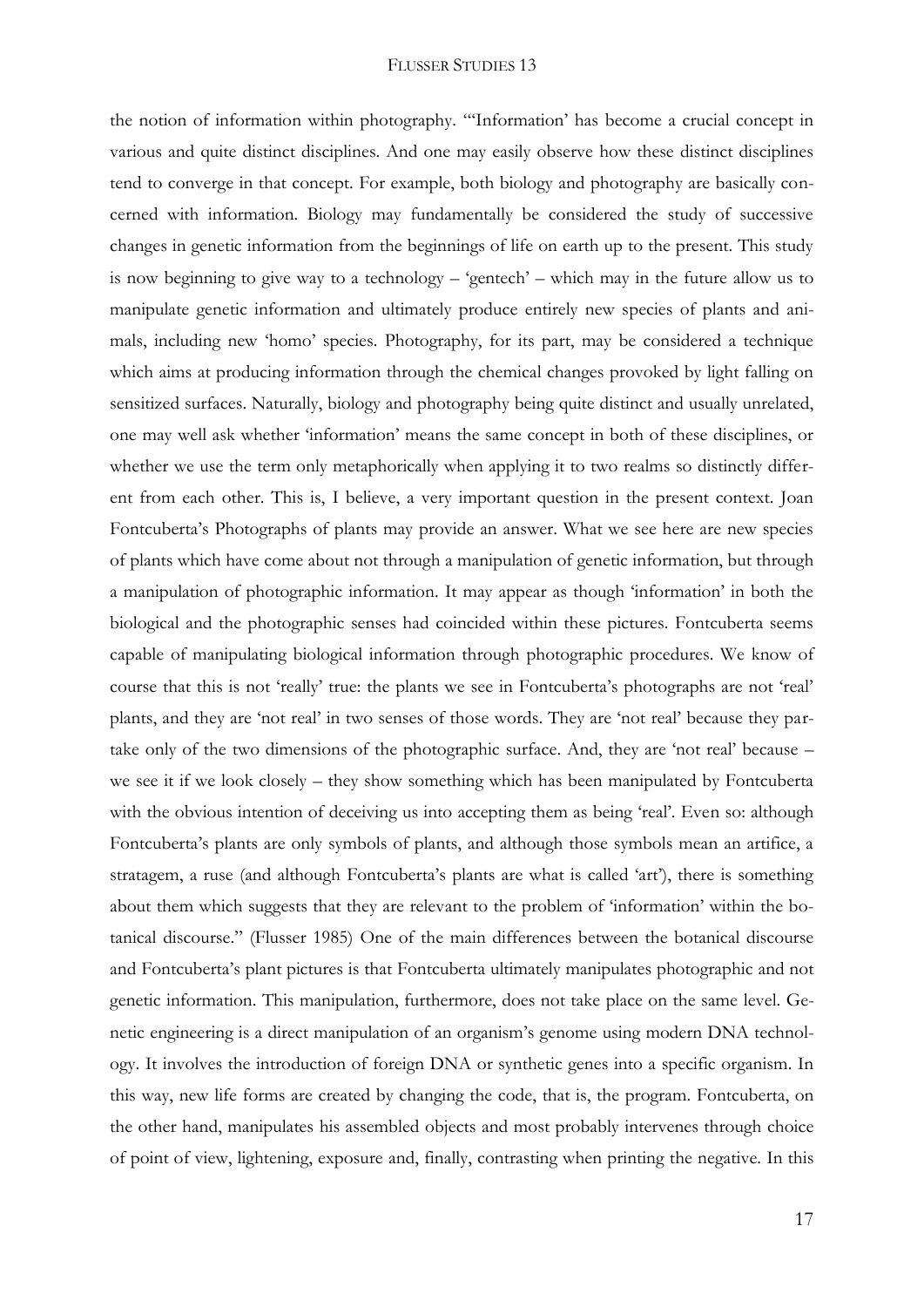the notion of information within photography. "'Information' has become a crucial concept in various and quite distinct disciplines. And one may easily observe how these distinct disciplines tend to converge in that concept. For example, both biology and photography are basically concerned with information. Biology may fundamentally be considered the study of successive changes in genetic information from the beginnings of life on earth up to the present. This study is now beginning to give way to a technology – 'gentech' – which may in the future allow us to manipulate genetic information and ultimately produce entirely new species of plants and animals, including new 'homo' species. Photography, for its part, may be considered a technique which aims at producing information through the chemical changes provoked by light falling on sensitized surfaces. Naturally, biology and photography being quite distinct and usually unrelated, one may well ask whether 'information' means the same concept in both of these disciplines, or whether we use the term only metaphorically when applying it to two realms so distinctly different from each other. This is, I believe, a very important question in the present context. Joan Fontcuberta's Photographs of plants may provide an answer. What we see here are new species of plants which have come about not through a manipulation of genetic information, but through a manipulation of photographic information. It may appear as though 'information' in both the biological and the photographic senses had coincided within these pictures. Fontcuberta seems capable of manipulating biological information through photographic procedures. We know of course that this is not 'really' true: the plants we see in Fontcuberta's photographs are not 'real' plants, and they are 'not real' in two senses of those words. They are 'not real' because they partake only of the two dimensions of the photographic surface. And, they are 'not real' because – we see it if we look closely – they show something which has been manipulated by Fontcuberta with the obvious intention of deceiving us into accepting them as being 'real'. Even so: although Fontcuberta's plants are only symbols of plants, and although those symbols mean an artifice, a stratagem, a ruse (and although Fontcuberta's plants are what is called 'art'), there is something about them which suggests that they are relevant to the problem of 'information' within the botanical discourse." (Flusser 1985) One of the main differences between the botanical discourse and Fontcuberta's plant pictures is that Fontcuberta ultimately manipulates photographic and not genetic information. This manipulation, furthermore, does not take place on the same level. Genetic engineering is a direct manipulation of an organism's genome using modern DNA technology. It involves the introduction of foreign DNA or synthetic genes into a specific organism. In this way, new life forms are created by changing the code, that is, the program. Fontcuberta, on the other hand, manipulates his assembled objects and most probably intervenes through choice of point of view, lightening, exposure and, finally, contrasting when printing the negative. In this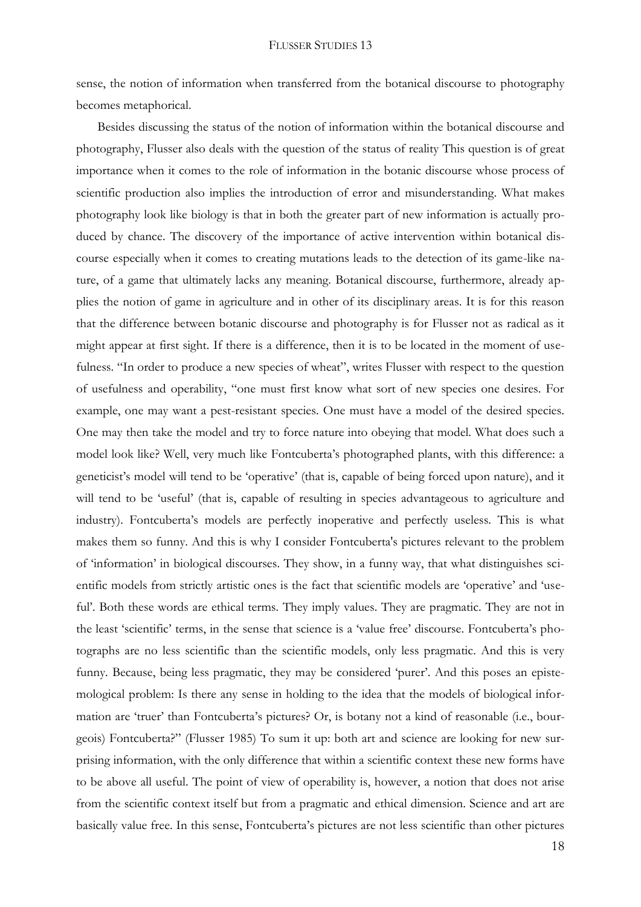sense, the notion of information when transferred from the botanical discourse to photography becomes metaphorical.

Besides discussing the status of the notion of information within the botanical discourse and photography, Flusser also deals with the question of the status of reality This question is of great importance when it comes to the role of information in the botanic discourse whose process of scientific production also implies the introduction of error and misunderstanding. What makes photography look like biology is that in both the greater part of new information is actually produced by chance. The discovery of the importance of active intervention within botanical discourse especially when it comes to creating mutations leads to the detection of its game-like nature, of a game that ultimately lacks any meaning. Botanical discourse, furthermore, already applies the notion of game in agriculture and in other of its disciplinary areas. It is for this reason that the difference between botanic discourse and photography is for Flusser not as radical as it might appear at first sight. If there is a difference, then it is to be located in the moment of usefulness. "In order to produce a new species of wheat", writes Flusser with respect to the question of usefulness and operability, "one must first know what sort of new species one desires. For example, one may want a pest-resistant species. One must have a model of the desired species. One may then take the model and try to force nature into obeying that model. What does such a model look like? Well, very much like Fontcuberta's photographed plants, with this difference: a geneticist's model will tend to be 'operative' (that is, capable of being forced upon nature), and it will tend to be 'useful' (that is, capable of resulting in species advantageous to agriculture and industry). Fontcuberta's models are perfectly inoperative and perfectly useless. This is what makes them so funny. And this is why I consider Fontcuberta's pictures relevant to the problem of 'information' in biological discourses. They show, in a funny way, that what distinguishes scientific models from strictly artistic ones is the fact that scientific models are 'operative' and 'useful'. Both these words are ethical terms. They imply values. They are pragmatic. They are not in the least 'scientific' terms, in the sense that science is a 'value free' discourse. Fontcuberta's photographs are no less scientific than the scientific models, only less pragmatic. And this is very funny. Because, being less pragmatic, they may be considered 'purer'. And this poses an epistemological problem: Is there any sense in holding to the idea that the models of biological information are 'truer' than Fontcuberta's pictures? Or, is botany not a kind of reasonable (i.e., bourgeois) Fontcuberta?" (Flusser 1985) To sum it up: both art and science are looking for new surprising information, with the only difference that within a scientific context these new forms have to be above all useful. The point of view of operability is, however, a notion that does not arise from the scientific context itself but from a pragmatic and ethical dimension. Science and art are basically value free. In this sense, Fontcuberta's pictures are not less scientific than other pictures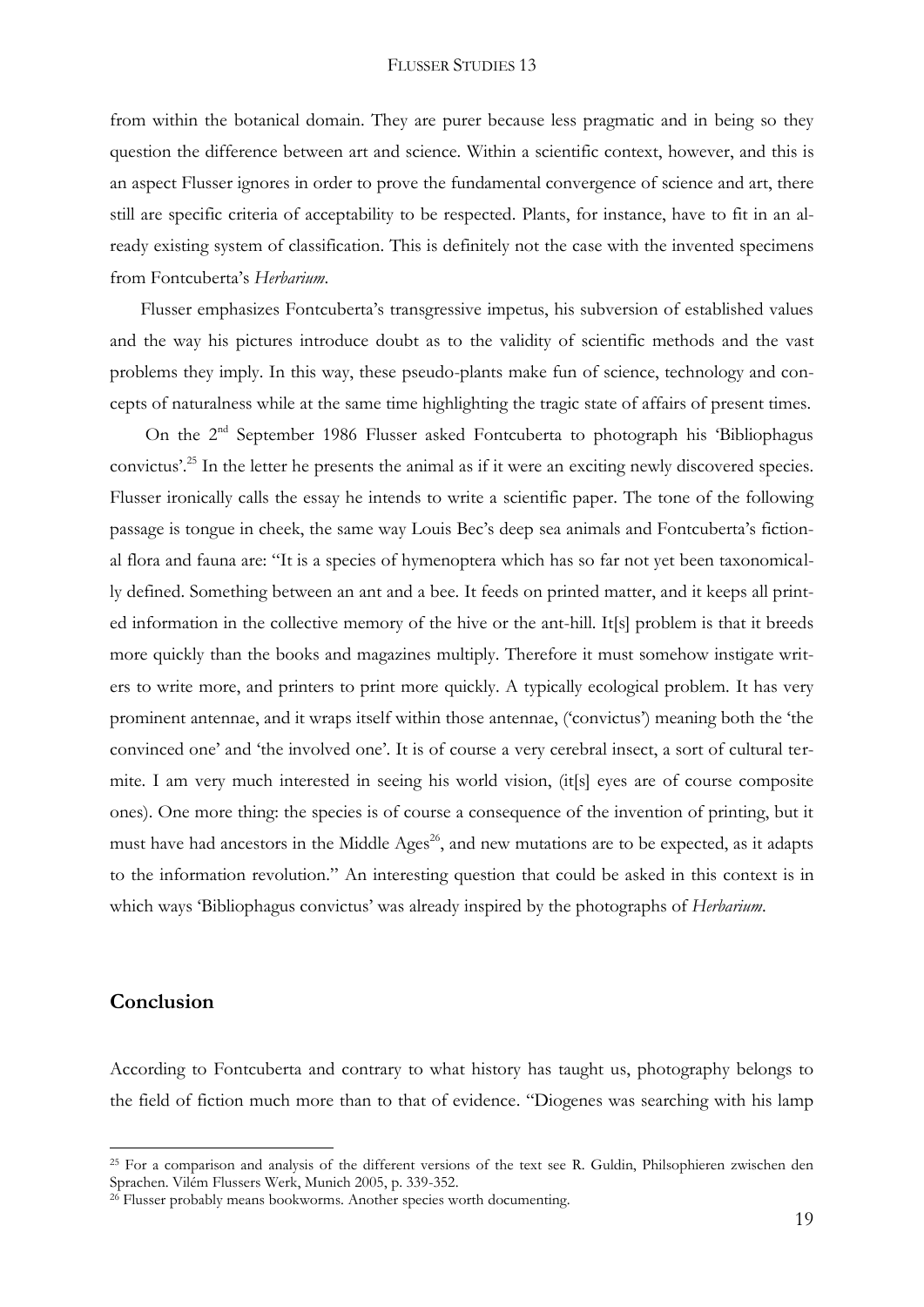from within the botanical domain. They are purer because less pragmatic and in being so they question the difference between art and science. Within a scientific context, however, and this is an aspect Flusser ignores in order to prove the fundamental convergence of science and art, there still are specific criteria of acceptability to be respected. Plants, for instance, have to fit in an already existing system of classification. This is definitely not the case with the invented specimens from Fontcuberta's *Herbarium*.

Flusser emphasizes Fontcuberta's transgressive impetus, his subversion of established values and the way his pictures introduce doubt as to the validity of scientific methods and the vast problems they imply. In this way, these pseudo-plants make fun of science, technology and concepts of naturalness while at the same time highlighting the tragic state of affairs of present times.

On the 2nd September 1986 Flusser asked Fontcuberta to photograph his 'Bibliophagus convictus'.[25] In the letter he presents the animal as if it were an exciting newly discovered species. Flusser ironically calls the essay he intends to write a scientific paper. The tone of the following passage is tongue in cheek, the same way Louis Bec's deep sea animals and Fontcuberta's fictional flora and fauna are: "It is a species of hymenoptera which has so far not yet been taxonomically defined. Something between an ant and a bee. It feeds on printed matter, and it keeps all printed information in the collective memory of the hive or the ant-hill. It[s] problem is that it breeds more quickly than the books and magazines multiply. Therefore it must somehow instigate writers to write more, and printers to print more quickly. A typically ecological problem. It has very prominent antennae, and it wraps itself within those antennae, ('convictus') meaning both the 'the convinced one' and 'the involved one'. It is of course a very cerebral insect, a sort of cultural termite. I am very much interested in seeing his world vision, (it[s] eyes are of course composite ones). One more thing: the species is of course a consequence of the invention of printing, but it must have had ancestors in the Middle Ages[26], and new mutations are to be expected, as it adapts to the information revolution." An interesting question that could be asked in this context is in which ways 'Bibliophagus convictus' was already inspired by the photographs of *Herbarium*.

## Conclusion

According to Fontcuberta and contrary to what history has taught us, photography belongs to the field of fiction much more than to that of evidence. "Diogenes was searching with his lamp

---

[25] For a comparison and analysis of the different versions of the text see R. Guldin, Philsophieren zwischen den Sprachen. Vilém Flussers Werk, Munich 2005, p. 339-352.

[26] Flusser probably means bookworms. Another species worth documenting.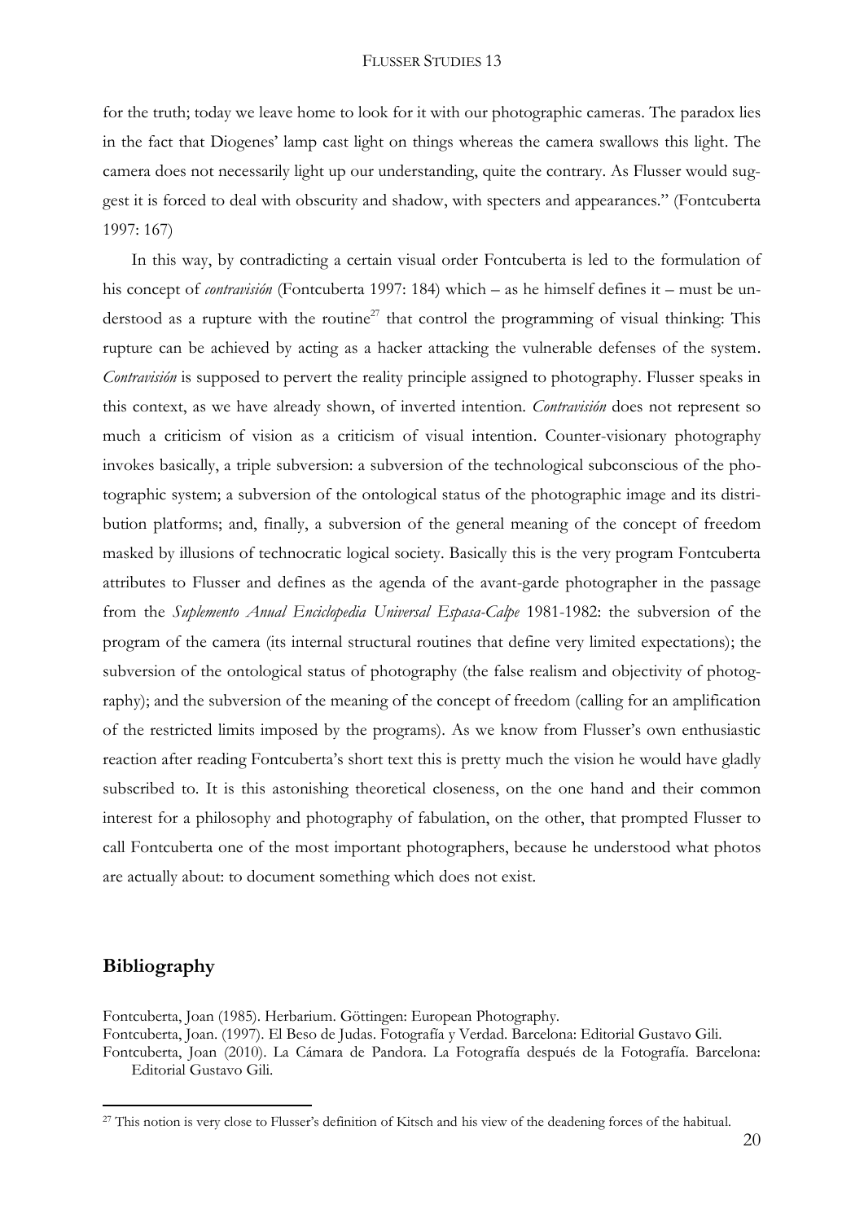for the truth; today we leave home to look for it with our photographic cameras. The paradox lies in the fact that Diogenes' lamp cast light on things whereas the camera swallows this light. The camera does not necessarily light up our understanding, quite the contrary. As Flusser would suggest it is forced to deal with obscurity and shadow, with specters and appearances." (Fontcuberta 1997: 167)

In this way, by contradicting a certain visual order Fontcuberta is led to the formulation of his concept of *contravisión* (Fontcuberta 1997: 184) which – as he himself defines it – must be understood as a rupture with the routine[27] that control the programming of visual thinking: This rupture can be achieved by acting as a hacker attacking the vulnerable defenses of the system. *Contravisión* is supposed to pervert the reality principle assigned to photography. Flusser speaks in this context, as we have already shown, of inverted intention. *Contravisión* does not represent so much a criticism of vision as a criticism of visual intention. Counter-visionary photography invokes basically, a triple subversion: a subversion of the technological subconscious of the photographic system; a subversion of the ontological status of the photographic image and its distribution platforms; and, finally, a subversion of the general meaning of the concept of freedom masked by illusions of technocratic logical society. Basically this is the very program Fontcuberta attributes to Flusser and defines as the agenda of the avant-garde photographer in the passage from the *Suplemento Anual Enciclopedia Universal Espasa-Calpe* 1981-1982: the subversion of the program of the camera (its internal structural routines that define very limited expectations); the subversion of the ontological status of photography (the false realism and objectivity of photography); and the subversion of the meaning of the concept of freedom (calling for an amplification of the restricted limits imposed by the programs). As we know from Flusser's own enthusiastic reaction after reading Fontcuberta's short text this is pretty much the vision he would have gladly subscribed to. It is this astonishing theoretical closeness, on the one hand and their common interest for a philosophy and photography of fabulation, on the other, that prompted Flusser to call Fontcuberta one of the most important photographers, because he understood what photos are actually about: to document something which does not exist.

## Bibliography

Fontcuberta, Joan (1985). Herbarium. Göttingen: European Photography.

Fontcuberta, Joan. (1997). El Beso de Judas. Fotografía y Verdad. Barcelona: Editorial Gustavo Gili.

Fontcuberta, Joan (2010). La Cámara de Pandora. La Fotografía después de la Fotografía. Barcelona: Editorial Gustavo Gili.

[27] This notion is very close to Flusser's definition of Kitsch and his view of the deadening forces of the habitual.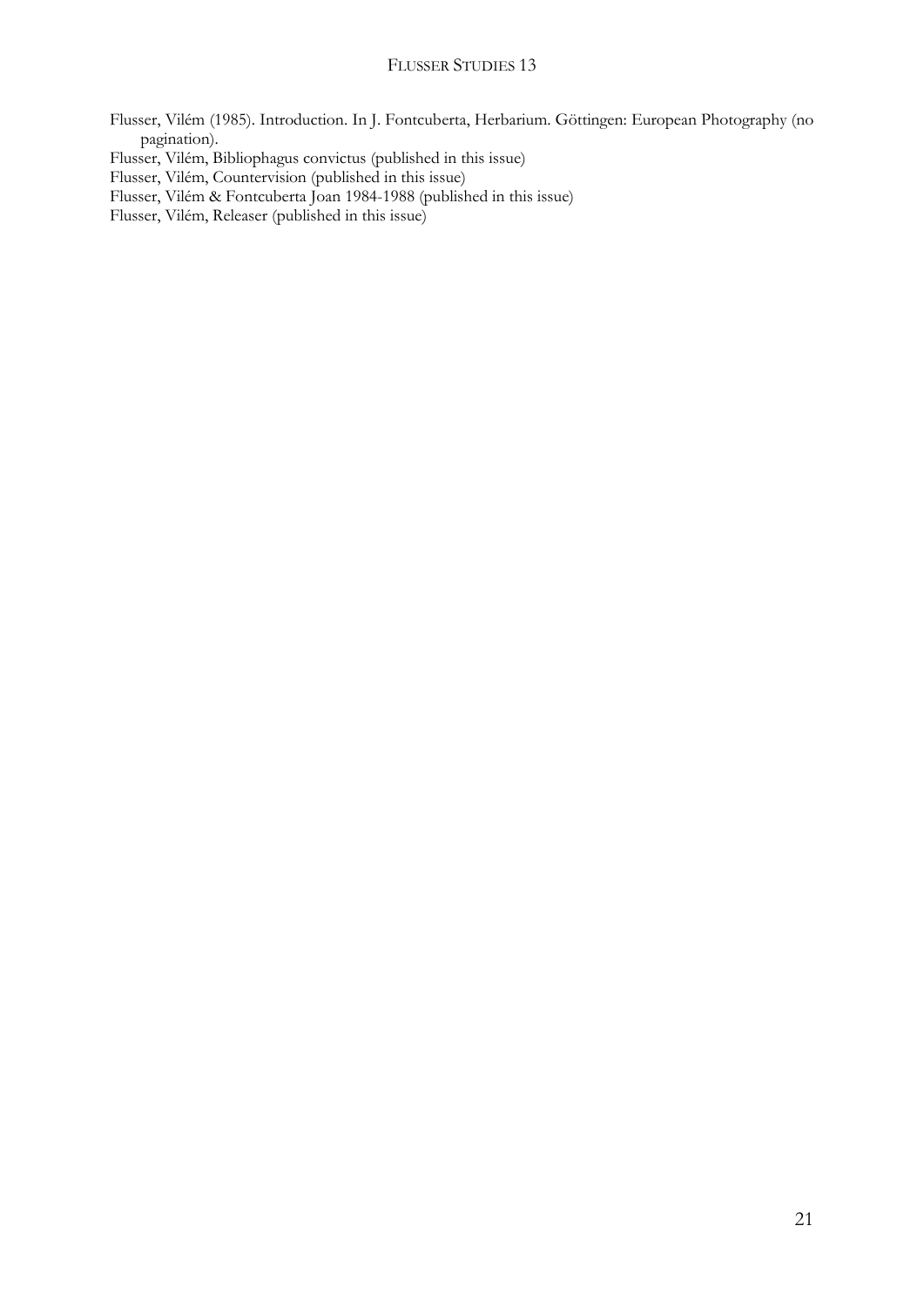Flusser, Vilém (1985). Introduction. In J. Fontcuberta, Herbarium. Göttingen: European Photography (no pagination).

Flusser, Vilém, Bibliophagus convictus (published in this issue)

Flusser, Vilém, Countervision (published in this issue)

Flusser, Vilém & Fontcuberta Joan 1984-1988 (published in this issue)

Flusser, Vilém, Releaser (published in this issue)